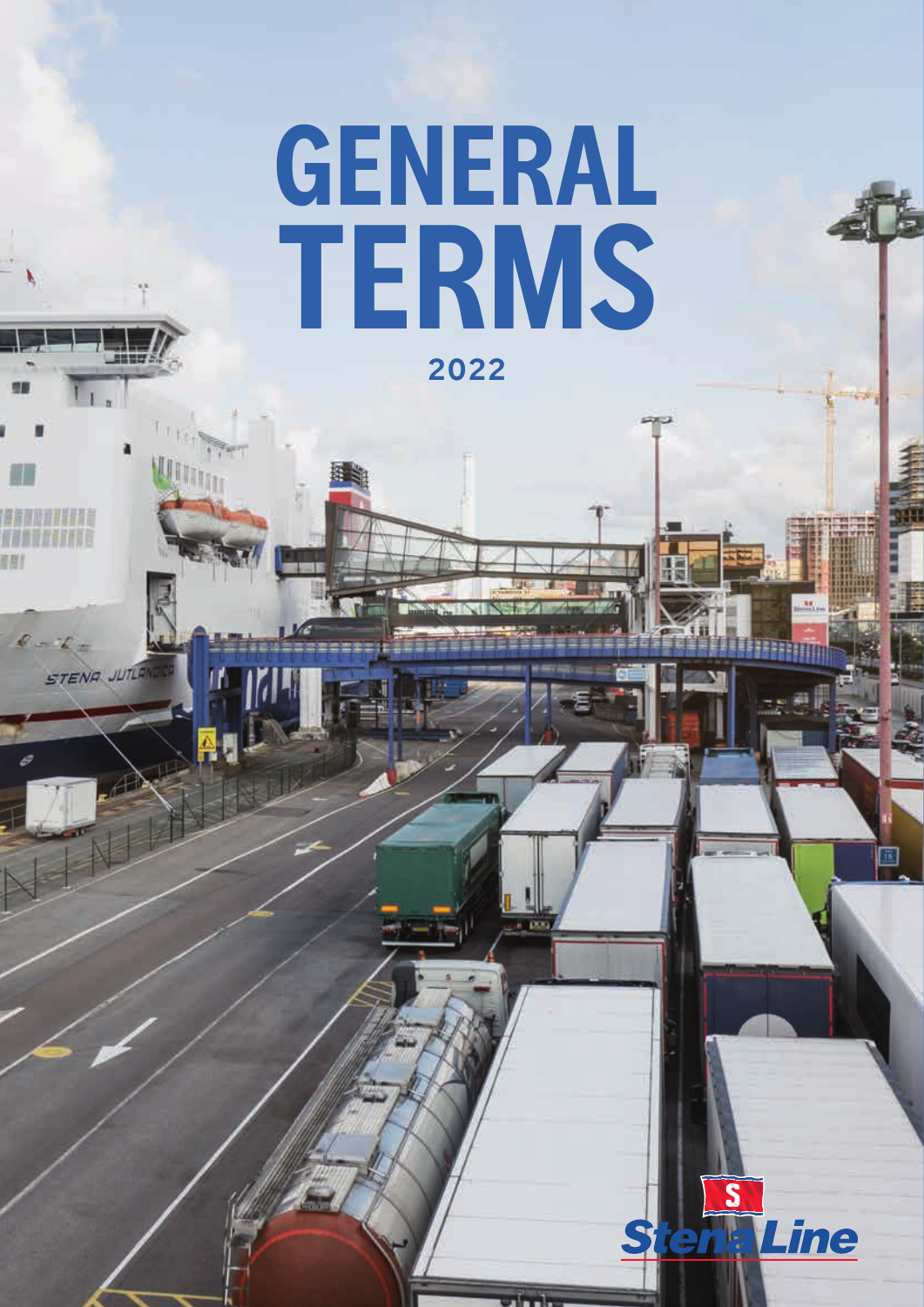# GENERAL TERMS

2022

Stena Line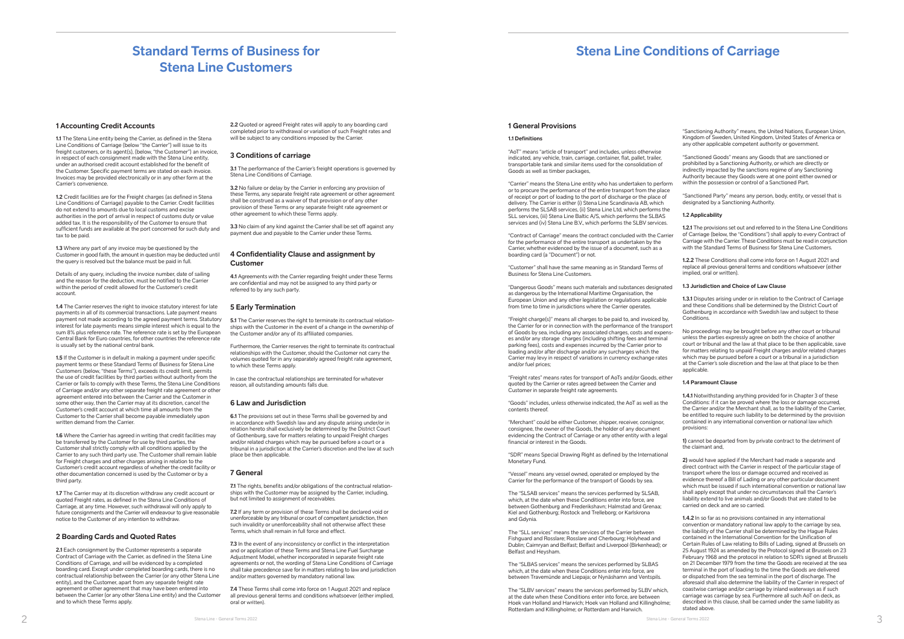# Standard Terms of Business for Stena Line Customers

## 1 Accounting Credit Accounts

**1.1** The Stena Line entity being the Carrier, as defined in the Stena Line Conditions of Carriage (below "the Carrier") will issue to its freight customers, or its agent(s), (below, "the Customer") an invoice, in respect of each consignment made with the Stena Line entity, under an authorised credit account established for the benefit of the Customer. Specific payment terms are stated on each invoice. Invoices may be provided electronically or in any other form at the Carrier's convenience.

**1.2** Credit facilities are for the Freight charges (as defined in Stena Line Conditions of Carriage) payable to the Carrier. Credit facilities do not extend to amounts due to local customs and excise authorities in the port of arrival in respect of customs duty or value added tax. It is the responsibility of the Customer to ensure that sufficient funds are available at the port concerned for such duty and tax to be paid.

**1.3** Where any part of any invoice may be questioned by the Customer in good faith, the amount in question may be deducted until the query is resolved but the balance must be paid in full.

Details of any query, including the invoice number, date of sailing and the reason for the deduction, must be notified to the Carrier within the period of credit allowed for the Customer's credit account.

**1.4** The Carrier reserves the right to invoice statutory interest for late payments in all of its commercial transactions. Late payment means payment not made according to the agreed payment terms. Statutory interest for late payments means simple interest which is equal to the sum 8% plus reference rate. The reference rate is set by the European Central Bank for Euro countries, for other countries the reference rate is usually set by the national central bank.

**1.5** If the Customer is in default in making a payment under specific payment terms or these Standard Terms of Business for Stena Line Customers (below, "these Terms"), exceeds its credit limit, permits the use of credit facilities by third parties without authority from the Carrier or fails to comply with these Terms, the Stena Line Conditions of Carriage and/or any other separate freight rate agreement or other agreement entered into between the Carrier and the Customer in some other way, then the Carrier may at its discretion, cancel the Customer's credit account at which time all amounts from the Customer to the Carrier shall become payable immediately upon written demand from the Carrier.

**1.6** Where the Carrier has agreed in writing that credit facilities may be transferred by the Customer for use by third parties, the Customer shall strictly comply with all conditions applied by the Carrier to any such third party use. The Customer shall remain liable for Freight charges and other charges arising in relation to the Customer's credit account regardless of whether the credit facility or other documentation concerned is used by the Customer or by a third party.

**1.7** The Carrier may at its discretion withdraw any credit account or quoted Freight rates, as defined in the Stena Line Conditions of Carriage, at any time. However, such withdrawal will only apply to future consignments and the Carrier will endeavour to give reasonable notice to the Customer of any intention to withdraw.

## 2 Boarding Cards and Quoted Rates

**2.1** Each consignment by the Customer represents a separate Contract of Carriage with the Carrier, as defined in the Stena Line Conditions of Carriage, and will be evidenced by a completed boarding card. Except under completed boarding cards, there is no contractual relationship between the Carrier (or any other Stena Line entity), and the Customer, apart from any separate freight rate agreement or other agreement that may have been entered into between the Carrier (or any other Stena Line entity) and the Customer and to which these Terms apply.

**2.2** Quoted or agreed Freight rates will apply to any boarding card completed prior to withdrawal or variation of such Freight rates and will be subject to any conditions imposed by the Carrier.

## 3 Conditions of carriage

**3.1** The performance of the Carrier's freight operations is governed by Stena Line Conditions of Carriage.

**3.2** No failure or delay by the Carrier in enforcing any provision of these Terms, any separate freight rate agreement or other agreement shall be construed as a waiver of that provision or of any other provision of these Terms or any separate freight rate agreement or other agreement to which these Terms apply.

**3.3** No claim of any kind against the Carrier shall be set off against any payment due and payable to the Carrier under these Terms.

## 4 Confidentiality Clause and assignment by Customer

**4.1** Agreements with the Carrier regarding freight under these Terms are confidential and may not be assigned to any third party or referred to by any such party.

## 5 Early Termination

**5.1** The Carrier reserves the right to terminate its contractual relationships with the Customer in the event of a change in the ownership of the Customer and/or any of its affiliated companies.

Furthermore, the Carrier reserves the right to terminate its contractual relationships with the Customer, should the Customer not carry the volumes quoted for in any separately agreed freight rate agreement, to which these Terms apply.

In case the contractual relationships are terminated for whatever reason, all outstanding amounts falls due.

## 6 Law and Jurisdiction

**6.1** The provisions set out in these Terms shall be governed by and in accordance with Swedish law and any dispute arising under/or in relation hereto shall exclusively be determined by the District Court of Gothenburg, save for matters relating to unpaid Freight charges and/or related charges which may be pursued before a court or a tribunal in a jurisdiction at the Carrier's discretion and the law at such place be then applicable.

## 7 General

**7.1** The rights, benefits and/or obligations of the contractual relationships with the Customer may be assigned by the Carrier, including, but not limited to assignment of receivables.

**7.2** If any term or provision of these Terms shall be declared void or unenforceable by any tribunal or court of competent jurisdiction, then such invalidity or unenforceability shall not otherwise affect these Terms, which shall remain in full force and effect.

**7.3** In the event of any inconsistency or conflict in the interpretation and or application of these Terms and Stena Line Fuel Surcharge Adjustment Model, whether incorporated in separate freight rate agreements or not, the wording of Stena Line Conditions of Carriage shall take precedence save for in matters relating to law and jurisdiction and/or matters governed by mandatory national law.

**7.4** These Terms shall come into force on 1 August 2021 and replace all previous general terms and conditions whatsoever (either implied, oral or written).

# Stena Line Conditions of Carriage

## 1 General Provisions

### 1.1 Definitions

"AoT" means "article of transport" and includes, unless otherwise indicated, any vehicle, train, carriage, container, flat, pallet, trailer, transportable tank and similar items used for the consolidation of Goods as well as timber packages,

"Carrier" means the Stena Line entity who has undertaken to perform or to procure the performance of the entire transport from the place of receipt or port of loading to the port of discharge or the place of delivery. The Carrier is either (i) Stena Line Scandinavia AB, which performs the SLSAB services, (ii) Stena Line Ltd, which performs the SLL services, (iii) Stena Line Baltic A/S, which performs the SLBAS services and (iv) Stena Line B.V., which performs the SLBV services.

"Contract of Carriage" means the contract concluded with the Carrier for the performance of the entire transport as undertaken by the Carrier, whether evidenced by the issue of a document, such as a boarding card (a "Document") or not.

"Customer" shall have the same meaning as in Standard Terms of Business for Stena Line Customers.

"Dangerous Goods" means such materials and substances designated as dangerous by the International Maritime Organisation, the European Union and any other legislation or regulations applicable from time to time in jurisdictions where the Carrier operates.

"Freight charge(s)" means all charges to be paid to, and invoiced by, the Carrier for or in connection with the performance of the transport of Goods by sea, including any associated charges, costs and expenses and/or any storage charges (including shifting fees and terminal parking fees), costs and expenses incurred by the Carrier prior to loading and/or after discharge and/or any surcharges which the Carrier may levy in respect of variations in currency exchange rates and/or fuel prices;

"Freight rates" means rates for transport of AoTs and/or Goods, either quoted by the Carrier or rates agreed between the Carrier and Customer in separate freight rate agreements.

"Goods" includes, unless otherwise indicated, the AoT as well as the contents thereof.

"Merchant" could be either Customer, shipper, receiver, consignor, consignee, the owner of the Goods, the holder of any document evidencing the Contract of Carriage or any other entity with a legal financial or interest in the Goods.

"SDR" means Special Drawing Right as defined by the International Monetary Fund.

"Vessel" means any vessel owned, operated or employed by the Carrier for the performance of the transport of Goods by sea.

The "SLSAB services" means the services performed by SLSAB, which, at the date when these Conditions enter into force, are between Gothenburg and Frederikshavn; Halmstad and Grenaa; Kiel and Gothenburg; Rostock and Trelleborg; or Karlskrona and Gdynia.

The "SLL services" means the services of the Carrier between Fishguard and Rosslare; Rosslare and Cherbourg; Holyhead and Dublin; Cairnryan and Belfast; Belfast and Liverpool (Birkenhead); or Belfast and Heysham.

The "SLBAS services" means the services performed by SLBAS which, at the date when these Conditions enter into force, are between Travemünde and Liepaja; or Nynäshamn and Ventspils.

The "SLBV services" means the services performed by SLBV which, at the date when these Conditions enter into force, are between Hoek van Holland and Harwich; Hoek van Holland and Killingholme; Rotterdam and Killingholme; or Rotterdam and Harwich.

"Sanctioning Authority" means, the United Nations, European Union, Kingdom of Sweden, United Kingdom, United States of America or any other applicable competent authority or government.

"Sanctioned Goods" means any Goods that are sanctioned or prohibited by a Sanctioning Authority, or which are directly or indirectly impacted by the sanctions regime of any Sanctioning Authority because they Goods were at one point either owned or within the possession or control of a Sanctioned Part.

"Sanctioned Party" means any person, body, entity, or vessel that is designated by a Sanctioning Authority.

### 1.2 Applicability

**1.2.1** The provisions set out and referred to in the Stena Line Conditions of Carriage (below, the "Conditions") shall apply to every Contract of Carriage with the Carrier. These Conditions must be read in conjunction with the Standard Terms of Business for Stena Line Customers.

**1.2.2** These Conditions shall come into force on 1 August 2021 and replace all previous general terms and conditions whatsoever (either implied, oral or written).

### 1.3 Jurisdiction and Choice of Law Clause

**1.3.1** Disputes arising under or in relation to the Contract of Carriage and these Conditions shall be determined by the District Court of Gothenburg in accordance with Swedish law and subject to these Conditions.

No proceedings may be brought before any other court or tribunal unless the parties expressly agree on both the choice of another court or tribunal and the law at that place to be then applicable, save for matters relating to unpaid Freight charges and/or related charges which may be pursued before a court or a tribunal in a jurisdiction at the Carrier's sole discretion and the law at that place to be then applicable.

### 1.4 Paramount Clause

**1.4.1** Notwithstanding anything provided for in Chapter 3 of these Conditions: if it can be proved where the loss or damage occurred, the Carrier and/or the Merchant shall, as to the liability of the Carrier, be entitled to require such liability to be determined by the provision contained in any international convention or national law which provisions:

1) cannot be departed from by private contract to the detriment of the claimant and,

2) would have applied if the Merchant had made a separate and direct contract with the Carrier in respect of the particular stage of transport where the loss or damage occurred and received as evidence thereof a Bill of Lading or any other particular document which must be issued if such international convention or national law shall apply except that under no circumstances shall the Carrier's liability extend to live animals and/or Goods that are stated to be carried on deck and are so carried.

**1.4.2** In so far as no provisions contained in any international convention or mandatory national law apply to the carriage by sea, the liability of the Carrier shall be determined by the Hague Rules contained in the International Convention for the Unification of Certain Rules of Law relating to Bills of Lading, signed at Brussels on 25 August 1924 as amended by the Protocol signed at Brussels on 23 February 1968 and the protocol in relation to SDR's signed at Brussels on 21 December 1979 from the time the Goods are received at the sea terminal in the port of loading to the time the Goods are delivered or dispatched from the sea terminal in the port of discharge. The aforesaid shall also determine the liability of the Carrier in respect of coastwise carriage and/or carriage by inland waterways as if such carriage was carriage by sea. Furthermore all such AoT on deck, as described in this clause, shall be carried under the same liability as stated above.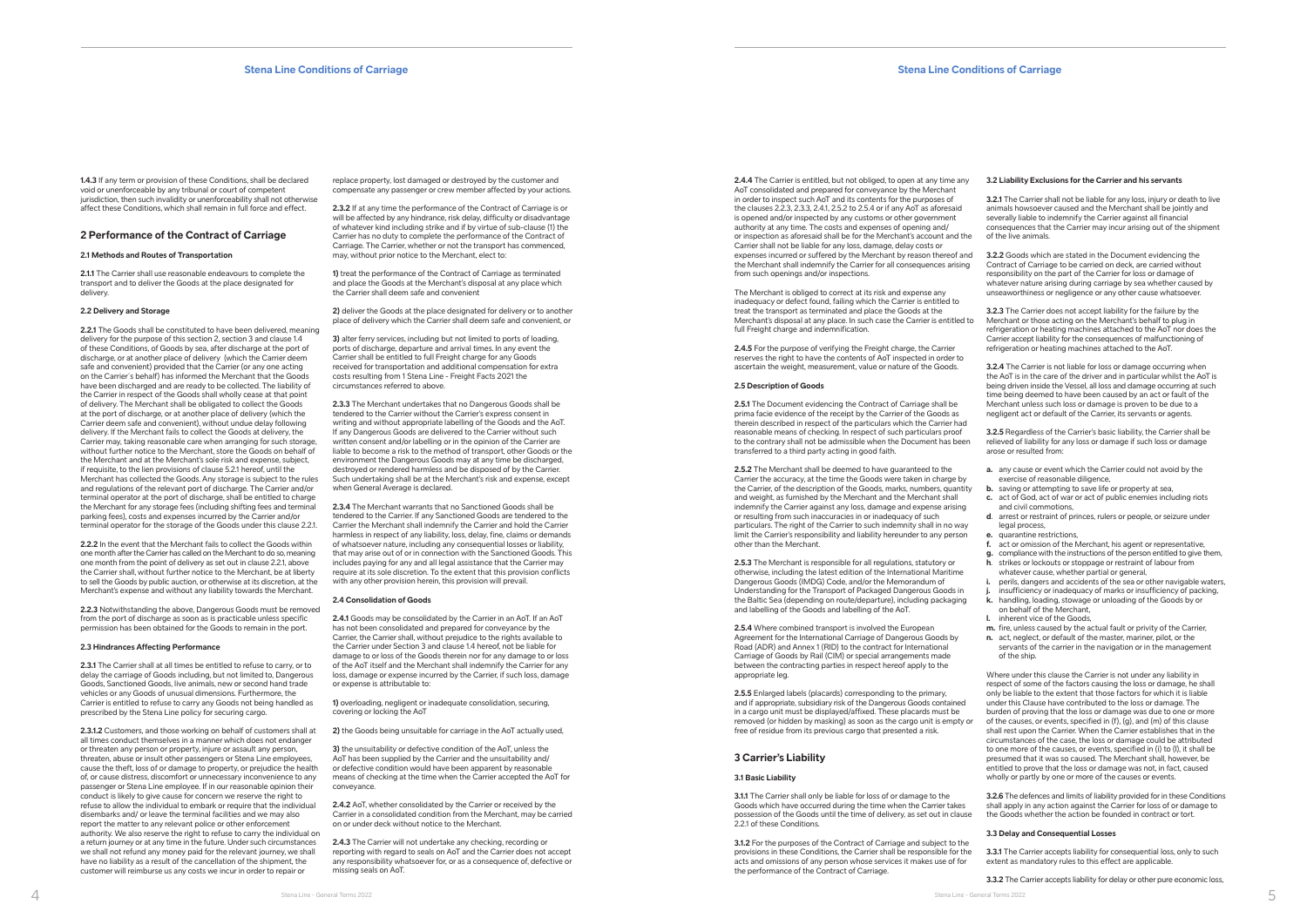**1.4.3** If any term or provision of these Conditions, shall be declared void or unenforceable by any tribunal or court of competent jurisdiction, then such invalidity or unenforceability shall not otherwise affect these Conditions, which shall remain in full force and effect.

## 2 Performance of the Contract of Carriage

### 2.1 Methods and Routes of Transportation

**2.1.1** The Carrier shall use reasonable endeavours to complete the transport and to deliver the Goods at the place designated for delivery.

### 2.2 Delivery and Storage

**2.2.1** The Goods shall be constituted to have been delivered, meaning delivery for the purpose of this section 2, section 3 and clause 1.4 of these Conditions, of Goods by sea, after discharge at the port of discharge, or at another place of delivery (which the Carrier deem safe and convenient) provided that the Carrier (or any one acting on the Carrier´s behalf) has informed the Merchant that the Goods have been discharged and are ready to be collected. The liability of the Carrier in respect of the Goods shall wholly cease at that point of delivery. The Merchant shall be obligated to collect the Goods at the port of discharge, or at another place of delivery (which the Carrier deem safe and convenient), without undue delay following delivery. If the Merchant fails to collect the Goods at delivery, the Carrier may, taking reasonable care when arranging for such storage, without further notice to the Merchant, store the Goods on behalf of the Merchant and at the Merchant's sole risk and expense, subject, if requisite, to the lien provisions of clause 5.2.1 hereof, until the Merchant has collected the Goods. Any storage is subject to the rules and regulations of the relevant port of discharge. The Carrier and/or terminal operator at the port of discharge, shall be entitled to charge the Merchant for any storage fees (including shifting fees and terminal parking fees), costs and expenses incurred by the Carrier and/or terminal operator for the storage of the Goods under this clause 2.2.1.

**2.2.2** In the event that the Merchant fails to collect the Goods within one month after the Carrier has called on the Merchant to do so, meaning one month from the point of delivery as set out in clause 2.2.1, above the Carrier shall, without further notice to the Merchant, be at liberty to sell the Goods by public auction, or otherwise at its discretion, at the Merchant's expense and without any liability towards the Merchant.

**2.2.3** Notwithstanding the above, Dangerous Goods must be removed from the port of discharge as soon as is practicable unless specific permission has been obtained for the Goods to remain in the port.

### 2.3 Hindrances Affecting Performance

**2.3.1** The Carrier shall at all times be entitled to refuse to carry, or to delay the carriage of Goods including, but not limited to, Dangerous Goods, Sanctioned Goods, live animals, new or second hand trade vehicles or any Goods of unusual dimensions. Furthermore, the Carrier is entitled to refuse to carry any Goods not being handled as prescribed by the Stena Line policy for securing cargo.

**2.3.1.2** Customers, and those working on behalf of customers shall at all times conduct themselves in a manner which does not endanger or threaten any person or property, injure or assault any person, threaten, abuse or insult other passengers or Stena Line employees, cause the theft, loss of or damage to property, or prejudice the health of, or cause distress, discomfort or unnecessary inconvenience to any passenger or Stena Line employee. If in our reasonable opinion their conduct is likely to give cause for concern we reserve the right to refuse to allow the individual to embark or require that the individual disembarks and/ or leave the terminal facilities and we may also report the matter to any relevant police or other enforcement authority. We also reserve the right to refuse to carry the individual on a return journey or at any time in the future. Under such circumstances we shall not refund any money paid for the relevant journey, we shall have no liability as a result of the cancellation of the shipment, the customer will reimburse us any costs we incur in order to repair or replace property, lost damaged or destroyed by the customer and compensate any passenger or crew member affected by your actions.

**2.3.2** If at any time the performance of the Contract of Carriage is or will be affected by any hindrance, risk delay, difficulty or disadvantage of whatever kind including strike and if by virtue of sub-clause (1) the Carrier has no duty to complete the performance of the Contract of Carriage. The Carrier, whether or not the transport has commenced, may, without prior notice to the Merchant, elect to:

**1)** treat the performance of the Contract of Carriage as terminated and place the Goods at the Merchant's disposal at any place which the Carrier shall deem safe and convenient

**2)** deliver the Goods at the place designated for delivery or to another place of delivery which the Carrier shall deem safe and convenient, or

**3)** alter ferry services, including but not limited to ports of loading, ports of discharge, departure and arrival times. In any event the Carrier shall be entitled to full Freight charge for any Goods received for transportation and additional compensation for extra costs resulting from 1 Stena Line - Freight Facts 2021 the circumstances referred to above.

**2.3.3** The Merchant undertakes that no Dangerous Goods shall be tendered to the Carrier without the Carrier's express consent in writing and without appropriate labelling of the Goods and the AoT. If any Dangerous Goods are delivered to the Carrier without such written consent and/or labelling or in the opinion of the Carrier are liable to become a risk to the method of transport, other Goods or the environment the Dangerous Goods may at any time be discharged, destroyed or rendered harmless and be disposed of by the Carrier. Such undertaking shall be at the Merchant's risk and expense, except when General Average is declared.

**2.3.4** The Merchant warrants that no Sanctioned Goods shall be tendered to the Carrier. If any Sanctioned Goods are tendered to the the Carrier the Merchant shall indemnify the Carrier and hold the Carrier harmless in respect of any liability, loss, delay, fine, claims or demands of whatsoever nature, including any consequential losses or liability, that may arise out of or in connection with the Sanctioned Goods. This includes paying for any and all legal assistance that the Carrier may require at its sole discretion. To the extent that this provision conflicts with any other provision herein, this provision will prevail.

### 2.4 Consolidation of Goods

**2.4.1** Goods may be consolidated by the Carrier in an AoT. If an AoT has not been consolidated and prepared for conveyance by the Carrier, the Carrier shall, without prejudice to the rights available to the Carrier under Section 3 and clause 1.4 hereof, not be liable for damage to or loss of the Goods therein nor for any damage to or loss of the AoT itself and the Merchant shall indemnify the Carrier for any loss, damage or expense incurred by the Carrier, if such loss, damage or expense is attributable to:

**1)** overloading, negligent or inadequate consolidation, securing, covering or locking the AoT

**2)** the Goods being unsuitable for carriage in the AoT actually used,

**3)** the unsuitability or defective condition of the AoT, unless the AoT has been supplied by the Carrier and the unsuitability and/ or defective condition would have been apparent by reasonable means of checking at the time when the Carrier accepted the AoT for conveyance.

**2.4.2** AoT, whether consolidated by the Carrier or received by the Carrier in a consolidated condition from the Merchant, may be carried on or under deck without notice to the Merchant.

**2.4.3** The Carrier will not undertake any checking, recording or reporting with regard to seals on AoT and the Carrier does not accept any responsibility whatsoever for, or as a consequence of, defective or missing seals on AoT.

**2.4.4** The Carrier is entitled, but not obliged, to open at any time any AoT consolidated and prepared for conveyance by the Merchant in order to inspect such AoT and its contents for the purposes of the clauses 2.2.3, 2.3.3, 2.4.1, 2.5.2 to 2.5.4 or if any AoT as aforesaid is opened and/or inspected by any customs or other government authority at any time. The costs and expenses of opening and/ or inspection as aforesaid shall be for the Merchant's account and the Carrier shall not be liable for any loss, damage, delay costs or expenses incurred or suffered by the Merchant by reason thereof and the Merchant shall indemnify the Carrier for all consequences arising from such openings and/or inspections.

The Merchant is obliged to correct at its risk and expense any inadequacy or defect found, failing which the Carrier is entitled to treat the transport as terminated and place the Goods at the Merchant's disposal at any place. In such case the Carrier is entitled to full Freight charge and indemnification.

**2.4.5** For the purpose of verifying the Freight charge, the Carrier reserves the right to have the contents of AoT inspected in order to ascertain the weight, measurement, value or nature of the Goods.

### 2.5 Description of Goods

**2.5.1** The Document evidencing the Contract of Carriage shall be prima facie evidence of the receipt by the Carrier of the Goods as therein described in respect of the particulars which the Carrier had reasonable means of checking. In respect of such particulars proof to the contrary shall not be admissible when the Document has been transferred to a third party acting in good faith.

**2.5.2** The Merchant shall be deemed to have guaranteed to the Carrier the accuracy, at the time the Goods were taken in charge by the Carrier, of the description of the Goods, marks, numbers, quantity and weight, as furnished by the Merchant and the Merchant shall indemnify the Carrier against any loss, damage and expense arising or resulting from such inaccuracies in or inadequacy of such particulars. The right of the Carrier to such indemnity shall in no way limit the Carrier's responsibility and liability hereunder to any person other than the Merchant.

**2.5.3** The Merchant is responsible for all regulations, statutory or otherwise, including the latest edition of the International Maritime Dangerous Goods (IMDG) Code, and/or the Memorandum of Understanding for the Transport of Packaged Dangerous Goods in the Baltic Sea (depending on route/departure), including packaging and labelling of the Goods and labelling of the AoT.

**2.5.4** Where combined transport is involved the European Agreement for the International Carriage of Dangerous Goods by Road (ADR) and Annex 1 (RID) to the contract for International Carriage of Goods by Rail (CIM) or special arrangements made between the contracting parties in respect hereof apply to the appropriate leg.

**2.5.5** Enlarged labels (placards) corresponding to the primary, and if appropriate, subsidiary risk of the Dangerous Goods contained in a cargo unit must be displayed/affixed. These placards must be removed (or hidden by masking) as soon as the cargo unit is empty or free of residue from its previous cargo that presented a risk.

## 3 Carrier's Liability

### 3.1 Basic Liability

**3.1.1** The Carrier shall only be liable for loss of or damage to the Goods which have occurred during the time when the Carrier takes possession of the Goods until the time of delivery, as set out in clause 2.2.1 of these Conditions.

**3.1.2** For the purposes of the Contract of Carriage and subject to the provisions in these Conditions, the Carrier shall be responsible for the acts and omissions of any person whose services it makes use of for the performance of the Contract of Carriage.

### 3.2 Liability Exclusions for the Carrier and his servants

**3.2.1** The Carrier shall not be liable for any loss, injury or death to live animals howsoever caused and the Merchant shall be jointly and severally liable to indemnify the Carrier against all financial consequences that the Carrier may incur arising out of the shipment of the live animals.

**3.2.2** Goods which are stated in the Document evidencing the Contract of Carriage to be carried on deck, are carried without responsibility on the part of the Carrier for loss or damage of whatever nature arising during carriage by sea whether caused by unseaworthiness or negligence or any other cause whatsoever.

**3.2.3** The Carrier does not accept liability for the failure by the Merchant or those acting on the Merchant's behalf to plug in refrigeration or heating machines attached to the AoT nor does the Carrier accept liability for the consequences of malfunctioning of refrigeration or heating machines attached to the AoT.

**3.2.4** The Carrier is not liable for loss or damage occurring when the AoT is in the care of the driver and in particular whilst the AoT is being driven inside the Vessel, all loss and damage occurring at such time being deemed to have been caused by an act or fault of the Merchant unless such loss or damage is proven to be due to a negligent act or default of the Carrier, its servants or agents.

**3.2.5** Regardless of the Carrier's basic liability, the Carrier shall be relieved of liability for any loss or damage if such loss or damage arose or resulted from:

- **a.** any cause or event which the Carrier could not avoid by the exercise of reasonable diligence,
- **b.** saving or attempting to save life or property at sea,
- **c.** act of God, act of war or act of public enemies including riots and civil commotions,
- **d**. arrest or restraint of princes, rulers or people, or seizure under legal process,
- **e.** quarantine restrictions,
- **f.** act or omission of the Merchant, his agent or representative,
- **g.** compliance with the instructions of the person entitled to give them,
- **h.** strikes or lockouts or stoppage or restraint of labour from whatever cause, whether partial or general,
- **i.** perils, dangers and accidents of the sea or other navigable waters,
- **j.** insufficiency or inadequacy of marks or insufficiency of packing,
- **k.** handling, loading, stowage or unloading of the Goods by or on behalf of the Merchant,
- **l.** inherent vice of the Goods,
- **m.** fire, unless caused by the actual fault or privity of the Carrier,
- **n.** act, neglect, or default of the master, mariner, pilot, or the servants of the carrier in the navigation or in the management of the ship.

Where under this clause the Carrier is not under any liability in respect of some of the factors causing the loss or damage, he shall only be liable to the extent that those factors for which it is liable under this Clause have contributed to the loss or damage. The burden of proving that the loss or damage was due to one or more of the causes, or events, specified in (f), (g), and (m) of this clause shall rest upon the Carrier. When the Carrier establishes that in the circumstances of the case, the loss or damage could be attributed to one more of the causes, or events, specified in (i) to (l), it shall be presumed that it was so caused. The Merchant shall, however, be entitled to prove that the loss or damage was not, in fact, caused wholly or partly by one or more of the causes or events.

**3.2.6** The defences and limits of liability provided for in these Conditions shall apply in any action against the Carrier for loss of or damage to the Goods whether the action be founded in contract or tort.

### 3.3 Delay and Consequential Losses

**3.3.1** The Carrier accepts liability for consequential loss, only to such extent as mandatory rules to this effect are applicable.

**3.3.2** The Carrier accepts liability for delay or other pure economic loss,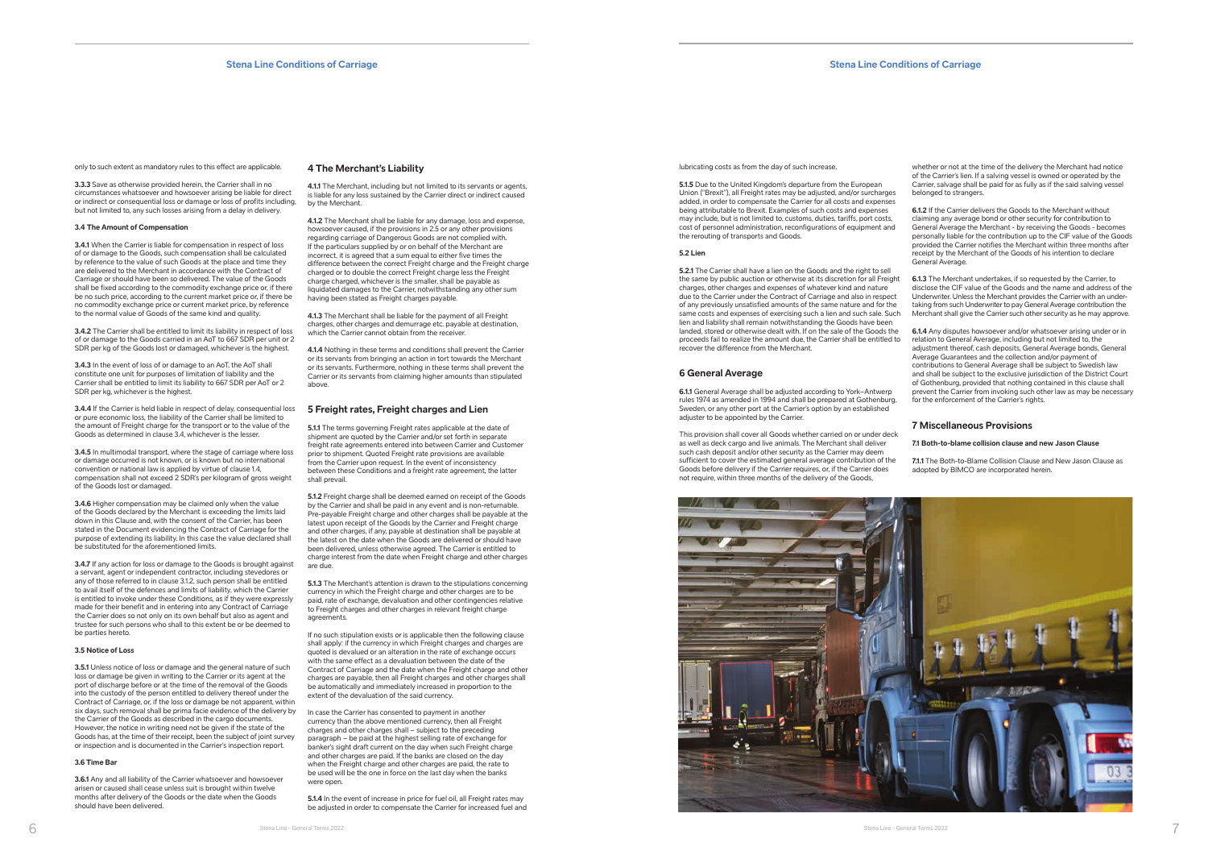only to such extent as mandatory rules to this effect are applicable.

**3.3.3** Save as otherwise provided herein, the Carrier shall in no circumstances whatsoever and howsoever arising be liable for direct or indirect or consequential loss or damage or loss of profits including, but not limited to, any such losses arising from a delay in delivery.

#### 3.4 The Amount of Compensation

**3.4.1** When the Carrier is liable for compensation in respect of loss of or damage to the Goods, such compensation shall be calculated by reference to the value of such Goods at the place and time they are delivered to the Merchant in accordance with the Contract of Carriage or should have been so delivered. The value of the Goods shall be fixed according to the commodity exchange price or, if there be no such price, according to the current market price or, if there be no commodity exchange price or current market price, by reference to the normal value of Goods of the same kind and quality.

**3.4.2** The Carrier shall be entitled to limit its liability in respect of loss of or damage to the Goods carried in an AoT to 667 SDR per unit or 2 SDR per kg of the Goods lost or damaged, whichever is the highest.

**3.4.3** In the event of loss of or damage to an AoT, the AoT shall constitute one unit for purposes of limitation of liability and the Carrier shall be entitled to limit its liability to 667 SDR per AoT or 2 SDR per kg, whichever is the highest.

**3.4.4** If the Carrier is held liable in respect of delay, consequential loss or pure economic loss, the liability of the Carrier shall be limited to the amount of Freight charge for the transport or to the value of the Goods as determined in clause 3.4, whichever is the lesser.

**3.4.5** In multimodal transport, where the stage of carriage where loss or damage occurred is not known, or is known but no international convention or national law is applied by virtue of clause 1.4, compensation shall not exceed 2 SDR's per kilogram of gross weight of the Goods lost or damaged.

**3.4.6** Higher compensation may be claimed only when the value of the Goods declared by the Merchant is exceeding the limits laid down in this Clause and, with the consent of the Carrier, has been stated in the Document evidencing the Contract of Carriage for the purpose of extending its liability. In this case the value declared shall be substituted for the aforementioned limits.

**3.4.7** If any action for loss or damage to the Goods is brought against a servant, agent or independent contractor, including stevedores or any of those referred to in clause 3.1.2, such person shall be entitled to avail itself of the defences and limits of liability, which the Carrier is entitled to invoke under these Conditions, as if they were expressly made for their benefit and in entering into any Contract of Carriage the Carrier does so not only on its own behalf but also as agent and trustee for such persons who shall to this extent be or be deemed to be parties hereto.

#### 3.5 Notice of Loss

**3.5.1** Unless notice of loss or damage and the general nature of such loss or damage be given in writing to the Carrier or its agent at the port of discharge before or at the time of the removal of the Goods into the custody of the person entitled to delivery thereof under the Contract of Carriage, or, if the loss or damage be not apparent, within six days, such removal shall be prima facie evidence of the delivery by the Carrier of the Goods as described in the cargo documents. However, the notice in writing need not be given if the state of the Goods has, at the time of their receipt, been the subject of joint survey or inspection and is documented in the Carrier's inspection report.

#### 3.6 Time Bar

**3.6.1** Any and all liability of the Carrier whatsoever and howsoever arisen or caused shall cease unless suit is brought within twelve months after delivery of the Goods or the date when the Goods should have been delivered.

## 4 The Merchant's Liability

**4.1.1** The Merchant, including but not limited to its servants or agents, is liable for any loss sustained by the Carrier direct or indirect caused by the Merchant.

**4.1.2** The Merchant shall be liable for any damage, loss and expense, howsoever caused, if the provisions in 2.5 or any other provisions regarding carriage of Dangerous Goods are not complied with. If the particulars supplied by or on behalf of the Merchant are incorrect, it is agreed that a sum equal to either five times the difference between the correct Freight charge and the Freight charge charged or to double the correct Freight charge less the Freight charge charged, whichever is the smaller, shall be payable as liquidated damages to the Carrier, notwithstanding any other sum having been stated as Freight charges payable.

**4.1.3** The Merchant shall be liable for the payment of all Freight charges, other charges and demurrage etc. payable at destination, which the Carrier cannot obtain from the receiver.

**4.1.4** Nothing in these terms and conditions shall prevent the Carrier or its servants from bringing an action in tort towards the Merchant or its servants. Furthermore, nothing in these terms shall prevent the Carrier or its servants from claiming higher amounts than stipulated above.

## 5 Freight rates, Freight charges and Lien

**5.1.1** The terms governing Freight rates applicable at the date of shipment are quoted by the Carrier and/or set forth in separate freight rate agreements entered into between Carrier and Customer prior to shipment. Quoted Freight rate provisions are available from the Carrier upon request. In the event of inconsistency between these Conditions and a freight rate agreement, the latter shall prevail.

**5.1.2** Freight charge shall be deemed earned on receipt of the Goods by the Carrier and shall be paid in any event and is non-returnable. Pre-payable Freight charge and other charges shall be payable at the latest upon receipt of the Goods by the Carrier and Freight charge and other charges, if any, payable at destination shall be payable at the latest on the date when the Goods are delivered or should have been delivered, unless otherwise agreed. The Carrier is entitled to charge interest from the date when Freight charge and other charges are due.

**5.1.3** The Merchant's attention is drawn to the stipulations concerning currency in which the Freight charge and other charges are to be paid, rate of exchange, devaluation and other contingencies relative to Freight charges and other charges in relevant freight charge agreements.

If no such stipulation exists or is applicable then the following clause shall apply: if the currency in which Freight charges and charges are quoted is devalued or an alteration in the rate of exchange occurs with the same effect as a devaluation between the date of the Contract of Carriage and the date when the Freight charge and other charges are payable, then all Freight charges and other charges shall be automatically and immediately increased in proportion to the extent of the devaluation of the said currency.

In case the Carrier has consented to payment in another currency than the above mentioned currency, then all Freight charges and other charges shall – subject to the preceding paragraph – be paid at the highest selling rate of exchange for banker's sight draft current on the day when such Freight charge and other charges are paid. If the banks are closed on the day when the Freight charge and other charges are paid, the rate to be used will be the one in force on the last day when the banks were open.

**5.1.4** In the event of increase in price for fuel oil, all Freight rates may be adjusted in order to compensate the Carrier for increased fuel and lubricating costs as from the day of such increase.

**5.1.5** Due to the United Kingdom's departure from the European Union ("Brexit"), all Freight rates may be adjusted, and/or surcharges added, in order to compensate the Carrier for all costs and expenses being attributable to Brexit. Examples of such costs and expenses may include, but is not limited to, customs, duties, tariffs, port costs, cost of personnel administration, reconfigurations of equipment and the rerouting of transports and Goods.

#### 5.2 Lien

**5.2.1** The Carrier shall have a lien on the Goods and the right to sell the same by public auction or otherwise at its discretion for all Freight charges, other charges and expenses of whatever kind and nature due to the Carrier under the Contract of Carriage and also in respect of any previously unsatisfied amounts of the same nature and for the same costs and expenses of exercising such a lien and such sale. Such lien and liability shall remain notwithstanding the Goods have been landed, stored or otherwise dealt with. If on the sale of the Goods the proceeds fail to realize the amount due, the Carrier shall be entitled to recover the difference from the Merchant.

## 6 General Average

**6.1.1** General Average shall be adjusted according to York–Antwerp rules 1974 as amended in 1994 and shall be prepared at Gothenburg, Sweden, or any other port at the Carrier's option by an established adjuster to be appointed by the Carrier.

This provision shall cover all Goods whether carried on or under deck as well as deck cargo and live animals. The Merchant shall deliver such cash deposit and/or other security as the Carrier may deem sufficient to cover the estimated general average contribution of the Goods before delivery if the Carrier requires, or, if the Carrier does not require, within three months of the delivery of the Goods, whether or not at the time of the delivery the Merchant had notice of the Carrier's lien. If a salving vessel is owned or operated by the Carrier, salvage shall be paid for as fully as if the said salving vessel belonged to strangers.

**6.1.2** If the Carrier delivers the Goods to the Merchant without claiming any average bond or other security for contribution to General Average the Merchant - by receiving the Goods - becomes personally liable for the contribution up to the CIF value of the Goods provided the Carrier notifies the Merchant within three months after receipt by the Merchant of the Goods of his intention to declare General Average.

**6.1.3** The Merchant undertakes, if so requested by the Carrier, to disclose the CIF value of the Goods and the name and address of the Underwriter. Unless the Merchant provides the Carrier with an undertaking from such Underwriter to pay General Average contribution the Merchant shall give the Carrier such other security as he may approve.

**6.1.4** Any disputes howsoever and/or whatsoever arising under or in relation to General Average, including but not limited to, the adjustment thereof, cash deposits, General Average bonds, General Average Guarantees and the collection and/or payment of contributions to General Average shall be subject to Swedish law and shall be subject to the exclusive jurisdiction of the District Court of Gothenburg, provided that nothing contained in this clause shall prevent the Carrier from invoking such other law as may be necessary for the enforcement of the Carrier's rights.

## 7 Miscellaneous Provisions

#### 7.1 Both-to-blame collision clause and new Jason Clause

**7.1.1** The Both-to-Blame Collision Clause and New Jason Clause as adopted by BIMCO are incorporated herein.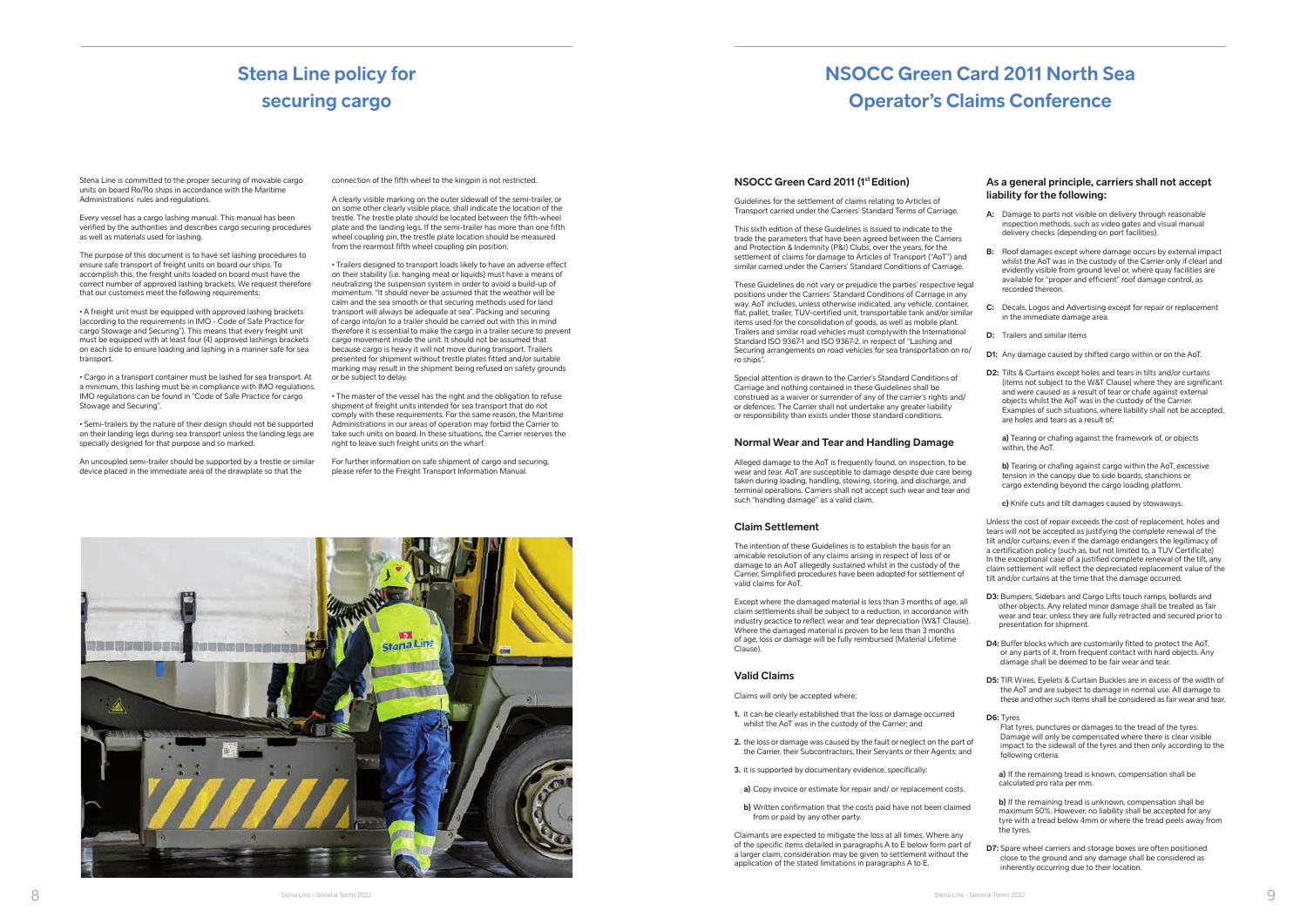# Stena Line policy for securing cargo

Stena Line is committed to the proper securing of movable cargo units on board Ro/Ro ships in accordance with the Maritime Administrations' rules and regulations.

Every vessel has a cargo lashing manual. This manual has been verified by the authorities and describes cargo securing procedures as well as materials used for lashing.

The purpose of this document is to have set lashing procedures to ensure safe transport of freight units on board our ships. To accomplish this, the freight units loaded on board must have the correct number of approved lashing brackets. We request therefore that our customers meet the following requirements:

• A freight unit must be equipped with approved lashing brackets (according to the requirements in IMO - Code of Safe Practice for cargo Stowage and Securing"). This means that every freight unit must be equipped with at least four (4) approved lashings brackets on each side to ensure loading and lashing in a manner safe for sea transport.

• Cargo in a transport container must be lashed for sea transport. At a minimum, this lashing must be in compliance with IMO regulations. IMO regulations can be found in "Code of Safe Practice for cargo Stowage and Securing".

• Semi-trailers by the nature of their design should not be supported on their landing legs during sea transport unless the landing legs are specially designed for that purpose and so marked.

An uncoupled semi-trailer should be supported by a trestle or similar device placed in the immediate area of the drawplate so that the connection of the fifth wheel to the kingpin is not restricted.

A clearly visible marking on the outer sidewall of the semi-trailer, or on some other clearly visible place, shall indicate the location of the trestle. The trestle plate should be located between the fifth-wheel plate and the landing legs. If the semi-trailer has more than one fifth wheel coupling pin, the trestle plate location should be measured from the rearmost fifth wheel coupling pin position.

• Trailers designed to transport loads likely to have an adverse effect on their stability (i.e. hanging meat or liquids) must have a means of neutralizing the suspension system in order to avoid a build-up of momentum. "It should never be assumed that the weather will be calm and the sea smooth or that securing methods used for land transport will always be adequate at sea". Packing and securing of cargo into/on to a trailer should be carried out with this in mind therefore it is essential to make the cargo in a trailer secure to prevent cargo movement inside the unit. It should not be assumed that because cargo is heavy it will not move during transport. Trailers presented for shipment without trestle plates fitted and/or suitable marking may result in the shipment being refused on safety grounds or be subject to delay.

• The master of the vessel has the right and the obligation to refuse shipment of freight units intended for sea transport that do not comply with these requirements. For the same reason, the Maritime Administrations in our areas of operation may forbid the Carrier to take such units on board. In these situations, the Carrier reserves the right to leave such freight units on the wharf.

For further information on safe shipment of cargo and securing, please refer to the Freight Transport Information Manual.

# NSOCC Green Card 2011 North Sea Operator's Claims Conference

## NSOCC Green Card 2011 (1st Edition)

Guidelines for the settlement of claims relating to Articles of Transport carried under the Carriers' Standard Terms of Carriage.

This sixth edition of these Guidelines is issued to indicate to the trade the parameters that have been agreed between the Carriers and Protection & Indemnity (P&I) Clubs, over the years, for the settlement of claims for damage to Articles of Transport ("AoT") and similar carried under the Carriers' Standard Conditions of Carriage.

These Guidelines do not vary or prejudice the parties' respective legal positions under the Carriers' Standard Conditions of Carriage in any way. AoT includes, unless otherwise indicated, any vehicle, container, flat, pallet, trailer, TUV-certified unit, transportable tank and/or similar items used for the consolidation of goods, as well as mobile plant. Trailers and similar road vehicles must complywith the International Standard ISO 9367-1 and ISO 9367-2, in respect of "Lashing and Securing arrangements on road vehicles for sea transportation on ro/ro ships".

Special attention is drawn to the Carrier's Standard Conditions of Carriage and nothing contained in these Guidelines shall be construed as a waiver or surrender of any of the carrier's rights and/or defences. The Carrier shall not undertake any greater liability or responsibility than exists under those standard conditions.

## Normal Wear and Tear and Handling Damage

Alleged damage to the AoT is frequently found, on inspection, to be wear and tear. AoT are susceptible to damage despite due care being taken during loading, handling, stowing, storing, and discharge, and terminal operations. Carriers shall not accept such wear and tear and such "handling damage" as a valid claim.

## Claim Settlement

The intention of these Guidelines is to establish the basis for an amicable resolution of any claims arising in respect of loss of or damage to an AoT allegedly sustained whilst in the custody of the Carrier. Simplified procedures have been adopted for settlement of valid claims for AoT.

Except where the damaged material is less than 3 months of age, all claim settlements shall be subject to a reduction, in accordance with industry practice to reflect wear and tear depreciation (W&T Clause). Where the damaged material is proven to be less than 3 months of age, loss or damage will be fully reimbursed (Material Lifetime Clause).

## Valid Claims

Claims will only be accepted where:

1. it can be clearly established that the loss or damage occurred whilst the AoT was in the custody of the Carrier; and
2. the loss or damage was caused by the fault or neglect on the part of the Carrier, their Subcontractors, their Servants or their Agents; and
3. it is supported by documentary evidence, specifically:
   - **a)** Copy invoice or estimate for repair and/ or replacement costs.
   - **b)** Written confirmation that the costs paid have not been claimed from or paid by any other party.

Claimants are expected to mitigate the loss at all times. Where any of the specific items detailed in paragraphs A to E below form part of a larger claim, consideration may be given to settlement without the application of the stated limitations in paragraphs A to E.

## As a general principle, carriers shall not accept liability for the following:

**A:** Damage to parts not visible on delivery through reasonable inspection methods, such as video gates and visual manual delivery checks (depending on port facilities).

**B:** Roof damages except where damage occurs by external impact whilst the AoT was in the custody of the Carrier only if clearl and evidently visible from ground level or, where quay facilities are available for "proper and efficient" roof damage control, as recorded thereon.

**C:** Decals, Logos and Advertising except for repair or replacement in the immediate damage area.

**D:** Trailers and similar items

**D1:** Any damage caused by shifted cargo within or on the AoT.

**D2:** Tilts & Curtains except holes and tears in tilts and/or curtains (items not subject to the W&T Clause) where they are significant and were caused as a result of tear or chafe against external objects whilst the AoT was in the custody of the Carrier. Examples of such situations, where liability shall not be accepted, are holes and tears as a result of:

**a)** Tearing or chafing against the framework of, or objects within, the AoT.

**b)** Tearing or chafing against cargo within the AoT, excessive tension in the canopy due to side boards, stanchions or cargo extending beyond the cargo loading platform.

**c)** Knife cuts and tilt damages caused by stowaways.

Unless the cost of repair exceeds the cost of replacement, holes and tears will not be accepted as justifying the complete renewal of the tilt and/or curtains, even if the damage endangers the legitimacy of a certification policy (such as, but not limited to, a TUV Certificate) In the exceptional case of a justified complete renewal of the tilt, any claim settlement will reflect the depreciated replacement value of the tilt and/or curtains at the time that the damage occurred.

**D3:** Bumpers, Sidebars and Cargo Lifts touch ramps, bollards and other objects. Any related minor damage shall be treated as fair wear and tear, unless they are fully retracted and secured prior to presentation for shipment.

**D4:** Buffer blocks which are customarily fitted to protect the AoT, or any parts of it, from frequent contact with hard objects. Any damage shall be deemed to be fair wear and tear.

**D5:** TIR Wires, Eyelets & Curtain Buckles are in excess of the width of the AoT and are subject to damage in normal use. All damage to these and other such items shall be considered as fair wear and tear.

**D6:** Tyres

Flat tyres, punctures or damages to the tread of the tyres. Damage will only be compensated where there is clear visible impact to the sidewall of the tyres and then only according to the following criteria:

**a)** If the remaining tread is known, compensation shall be calculated pro rata per mm.

**b)** If the remaining tread is unknown, compensation shall be maximum 50%. However, no liability shall be accepted for any tyre with a tread below 4mm or where the tread peels away from the tyres.

**D7:** Spare wheel carriers and storage boxes are often positioned close to the ground and any damage shall be considered as inherently occurring due to their location.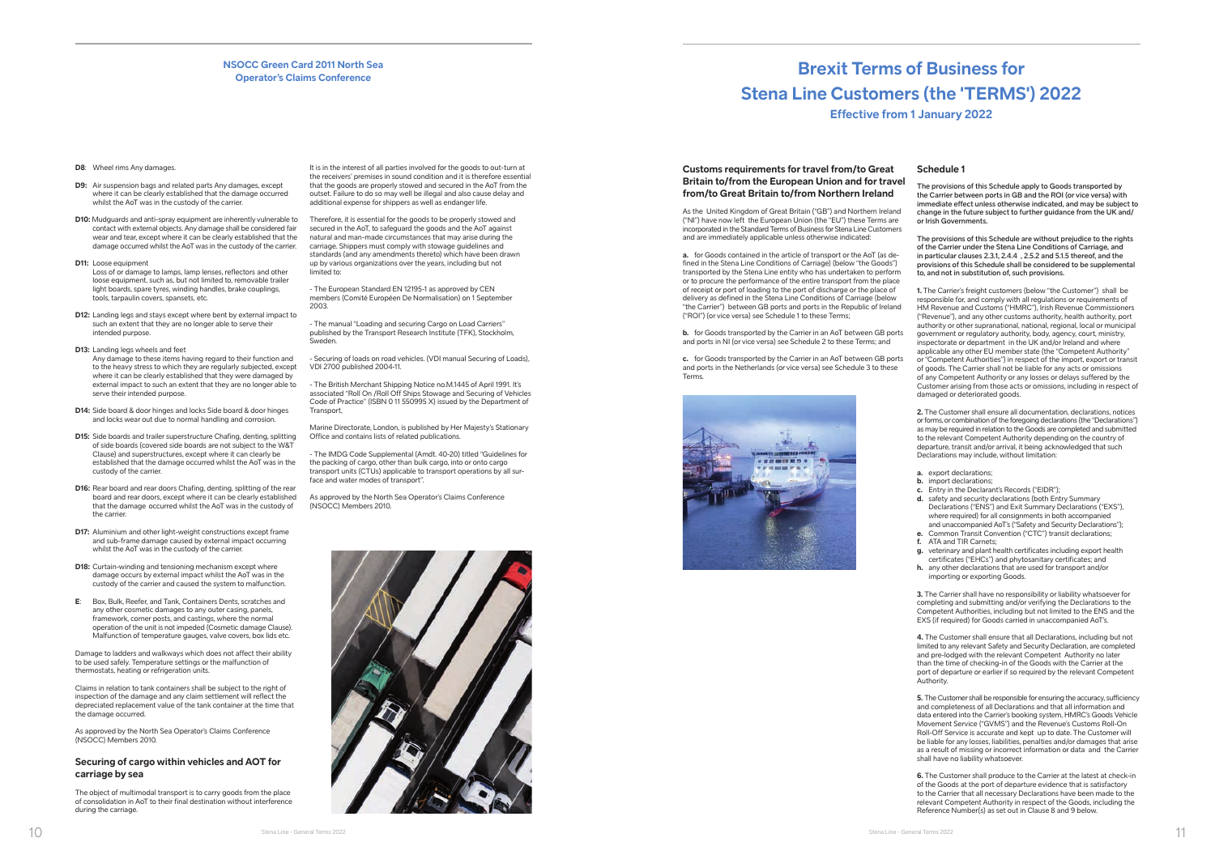## NSOCC Green Card 2011 North Sea Operator's Claims Conference

**D8**: Wheel rims Any damages.

**D9:** Air suspension bags and related parts Any damages, except where it can be clearly established that the damage occurred whilst the AoT was in the custody of the carrier.

**D10:** Mudguards and anti-spray equipment are inherently vulnerable to contact with external objects. Any damage shall be considered fair wear and tear, except where it can be clearly established that the damage occurred whilst the AoT was in the custody of the carrier.

**D11:** Loose equipment
Loss of or damage to lamps, lamp lenses, reflectors and other loose equipment, such as, but not limited to, removable trailer light boards, spare tyres, winding handles, brake couplings, tools, tarpaulin covers, spansets, etc.

**D12:** Landing legs and stays except where bent by external impact to such an extent that they are no longer able to serve their intended purpose.

**D13:** Landing legs wheels and feet
Any damage to these items having regard to their function and to the heavy stress to which they are regularly subjected, except where it can be clearly established that they were damaged by external impact to such an extent that they are no longer able to serve their intended purpose.

**D14:** Side board & door hinges and locks Side board & door hinges and locks wear out due to normal handling and corrosion.

**D15:** Side boards and trailer superstructure Chafing, denting, splitting of side boards (covered side boards are not subject to the W&T Clause) and superstructures, except where it can be clearly be established that the damage occurred whilst the AoT was in the custody of the carrier.

**D16:** Rear board and rear doors Chafing, denting, splitting of the rear board and rear doors, except where it can be clearly established that the damage occurred whilst the AoT was in the custody of the carrier.

**D17:** Aluminium and other light-weight constructions except frame and sub-frame damage caused by external impact occurring whilst the AoT was in the custody of the carrier.

**D18:** Curtain-winding and tensioning mechanism except where damage occurs by external impact whilst the AoT was in the custody of the carrier and caused the system to malfunction.

**E**: Box, Bulk, Reefer, and Tank, Containers Dents, scratches and any other cosmetic damages to any outer casing, panels, framework, corner posts, and castings, where the normal operation of the unit is not impeded (Cosmetic damage Clause). Malfunction of temperature gauges, valve covers, box lids etc.

Damage to ladders and walkways which does not affect their ability to be used safely. Temperature settings or the malfunction of thermostats, heating or refrigeration units.

Claims in relation to tank containers shall be subject to the right of inspection of the damage and any claim settlement will reflect the depreciated replacement value of the tank container at the time that the damage occurred.

As approved by the North Sea Operator's Claims Conference (NSOCC) Members 2010.

### Securing of cargo within vehicles and AOT for carriage by sea

The object of multimodal transport is to carry goods from the place of consolidation in AoT to their final destination without interference during the carriage.

It is in the interest of all parties involved for the goods to out-turn at the receivers' premises in sound condition and it is therefore essential that the goods are properly stowed and secured in the AoT from the outset. Failure to do so may well be illegal and also cause delay and additional expense for shippers as well as endanger life.

Therefore, it is essential for the goods to be properly stowed and secured in the AoT, to safeguard the goods and the AoT against natural and man-made circumstances that may arise during the carriage. Shippers must comply with stowage guidelines and standards (and any amendments thereto) which have been drawn up by various organizations over the years, including but not limited to:

- The European Standard EN 12195-1 as approved by CEN members (Comité Européen De Normalisation) on 1 September 2003.

- The manual "Loading and securing Cargo on Load Carriers" published by the Transport Research Institute (TFK), Stockholm, Sweden.

- Securing of loads on road vehicles. (VDI manual Securing of Loads), VDI 2700 published 2004-11.

- The British Merchant Shipping Notice no.M.1445 of April 1991. It's associated "Roll On /Roll Off Ships Stowage and Securing of Vehicles Code of Practice" (ISBN 0 11 550995 X) issued by the Department of Transport,

Marine Directorate, London, is published by Her Majesty's Stationary Office and contains lists of related publications.

- The IMDG Code Supplemental (Amdt. 40-20) titled "Guidelines for the packing of cargo, other than bulk cargo, into or onto cargo transport units (CTUs) applicable to transport operations by all surface and water modes of transport".

As approved by the North Sea Operator's Claims Conference (NSOCC) Members 2010.

# Brexit Terms of Business for Stena Line Customers (the 'TERMS') 2022

**Effective from 1 January 2022**

### Customs requirements for travel from/to Great Britain to/from the European Union and for travel from/to Great Britain to/from Northern Ireland

As the United Kingdom of Great Britain ("GB") and Northern Ireland ("NI") have now left the European Union (the "EU") these Terms are incorporated in the Standard Terms of Business for Stena Line Customers and are immediately applicable unless otherwise indicated:

**a.** for Goods contained in the article of transport or the AoT (as defined in the Stena Line Conditions of Carriage) (below "the Goods") transported by the Stena Line entity who has undertaken to perform or to procure the performance of the entire transport from the place of receipt or port of loading to the port of discharge or the place of delivery as defined in the Stena Line Conditions of Carriage (below "the Carrier") between GB ports and ports in the Republic of Ireland ("ROI") (or vice versa) see Schedule 1 to these Terms;

**b.** for Goods transported by the Carrier in an AoT between GB ports and ports in NI (or vice versa) see Schedule 2 to these Terms; and

**c.** for Goods transported by the Carrier in an AoT between GB ports and ports in the Netherlands (or vice versa) see Schedule 3 to these Terms.

### Schedule 1

**The provisions of this Schedule apply to Goods transported by the Carrier between ports in GB and the ROI (or vice versa) with immediate effect unless otherwise indicated, and may be subject to change in the future subject to further guidance from the UK and/or Irish Governments.**

**The provisions of this Schedule are without prejudice to the rights of the Carrier under the Stena Line Conditions of Carriage, and in particular clauses 2.3.1, 2.4.4 , 2.5.2 and 5.1.5 thereof, and the provisions of this Schedule shall be considered to be supplemental to, and not in substitution of, such provisions.**

**1.** The Carrier's freight customers (below "the Customer") shall be responsible for, and comply with all regulations or requirements of HM Revenue and Customs ("HMRC"), Irish Revenue Commissioners ("Revenue"), and any other customs authority, health authority, port authority or other supranational, national, regional, local or municipal government or regulatory authority, body, agency, court, ministry, inspectorate or department in the UK and/or Ireland and where applicable any other EU member state (the "Competent Authority" or "Competent Authorities") in respect of the import, export or transit of goods. The Carrier shall not be liable for any acts or omissions of any Competent Authority or any losses or delays suffered by the Customer arising from those acts or omissions, including in respect of damaged or deteriorated goods.

**2.** The Customer shall ensure all documentation, declarations, notices or forms, or combination of the foregoing declarations (the "Declarations") as may be required in relation to the Goods are completed and submitted to the relevant Competent Authority depending on the country of departure, transit and/or arrival, it being acknowledged that such Declarations may include, without limitation:

- **a.** export declarations;
- **b.** import declarations;
- **c.** Entry in the Declarant's Records ("EIDR");
- **d.** safety and security declarations (both Entry Summary Declarations ("ENS") and Exit Summary Declarations ("EXS"), where required) for all consignments in both accompanied and unaccompanied AoT's ("Safety and Security Declarations");
- **e.** Common Transit Convention ("CTC") transit declarations;
- **f.** ATA and TIR Carnets;
- **g.** veterinary and plant health certificates including export health certificates ("EHCs") and phytosanitary certificates; and
- **h.** any other declarations that are used for transport and/or importing or exporting Goods.

**3.** The Carrier shall have no responsibility or liability whatsoever for completing and submitting and/or verifying the Declarations to the Competent Authorities, including but not limited to the ENS and the EXS (if required) for Goods carried in unaccompanied AoT's.

**4.** The Customer shall ensure that all Declarations, including but not limited to any relevant Safety and Security Declaration, are completed and pre-lodged with the relevant Competent Authority no later than the time of checking-in of the Goods with the Carrier at the port of departure or earlier if so required by the relevant Competent Authority.

**5.** The Customer shall be responsible for ensuring the accuracy, sufficiency and completeness of all Declarations and that all information and data entered into the Carrier's booking system, HMRC's Goods Vehicle Movement Service ("GVMS") and the Revenue's Customs Roll-On Roll-Off Service is accurate and kept up to date. The Customer will be liable for any losses, liabilities, penalties and/or damages that arise as a result of missing or incorrect information or data and the Carrier shall have no liability whatsoever.

**6.** The Customer shall produce to the Carrier at the latest at check-in of the Goods at the port of departure evidence that is satisfactory to the Carrier that all necessary Declarations have been made to the relevant Competent Authority in respect of the Goods, including the Reference Number(s) as set out in Clause 8 and 9 below.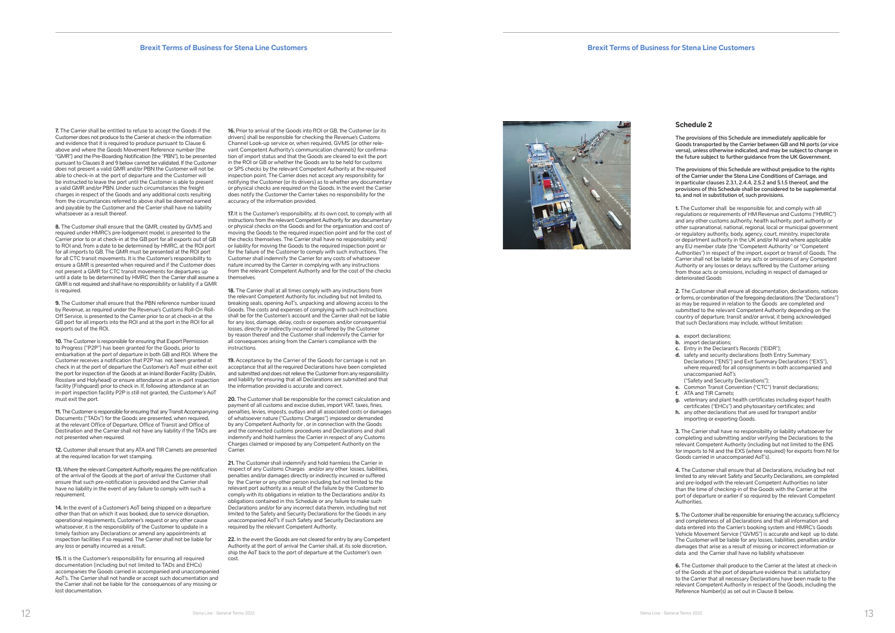**7.** The Carrier shall be entitled to refuse to accept the Goods if the Customer does not produce to the Carrier at check-in the information and evidence that it is required to produce pursuant to Clause 6 above and where the Goods Movement Reference number (the "GMR") and the Pre-Boarding Notification (the "PBN"), to be presented pursuant to Clauses 8 and 9 below cannot be validated. If the Customer does not present a valid GMR and/or PBN the Customer will not be able to check-in at the port of departure and the Customer will be instructed to leave the port until the Customer is able to present a valid GMR and/or PBN. Under such circumstances the freight charges in respect of the Goods and any additional costs resulting from the circumstances referred to above shall be deemed earned and payable by the Customer and the Carrier shall have no liability whatsoever as a result thereof.

**8.** The Customer shall ensure that the GMR, created by GVMS and required under HMRC's pre-lodgement model, is presented to the Carrier prior to or at check-in at the GB port for all exports out of GB to ROI and, from a date to be determined by HMRC, at the ROI port for all imports to GB. The GMR must be presented at the ROI port for all CTC transit movements. It is the Customer's responsibility to ensure a GMR is presented when required and if the Customer does not present a GMR for CTC transit movements for departures up until a date to be determined by HMRC then the Carrier shall assume a GMR is not required and shall have no responsibility or liability if a GMR is required.

**9.** The Customer shall ensure that the PBN reference number issued by Revenue, as required under the Revenue's Customs Roll-On Roll-Off Service, is presented to the Carrier prior to or at check-in at the GB port for all imports into the ROI and at the port in the ROI for all exports out of the ROI.

**10.** The Customer is responsible for ensuring that Export Permission to Progress ("P2P") has been granted for the Goods, prior to embarkation at the port of departure in both GB and ROI. Where the Customer receives a notification that P2P has not been granted at check in at the port of departure the Customer's AoT must either exit the port for inspection of the Goods at an Inland Border Facility (Dublin, Rosslare and Holyhead) or ensure attendance at an in-port inspection facility (Fishguard) prior to check in. If, following attendance at an in-port inspection facility P2P is still not granted, the Customer's AoT must exit the port.

**11.** The Customer is responsible for ensuring that any Transit Accompanying Documents ("TADs") for the Goods are presented, when required, at the relevant Office of Departure, Office of Transit and Office of Destination and the Carrier shall not have any liability if the TADs are not presented when required.

**12.** Customer shall ensure that any ATA and TIR Carnets are presented at the required location for wet stamping.

**13.** Where the relevant Competent Authority requires the pre-notification of the arrival of the Goods at the port of arrival the Customer shall ensure that such pre-notification is provided and the Carrier shall have no liability in the event of any failure to comply with such a requirement.

**14.** In the event of a Customer's AoT being shipped on a departure other than that on which it was booked, due to service disruption, operational requirements, Customer's request or any other cause whatsoever, it is the responsibility of the Customer to update in a timely fashion any Declarations or amend any appointments at inspection facilities if so required. The Carrier shall not be liable for any loss or penalty incurred as a result.

**15.** It is the Customer's responsibility for ensuring all required documentation (including but not limited to TADs and EHCs) accompanies the Goods carried in accompanied and unaccompanied AoT's. The Carrier shall not handle or accept such documentation and the Carrier shall not be liable for the consequences of any missing or lost documentation.

**16.** Prior to arrival of the Goods into ROI or GB, the Customer (or its drivers) shall be responsible for checking the Revenue's Customs Channel Look-up service or, when required, GVMS (or other relevant Competent Authority's communication channels) for confirmation of import status and that the Goods are cleared to exit the port in the ROI or GB or whether the Goods are to be held for customs or SPS checks by the relevant Competent Authority at the required inspection point. The Carrier does not accept any responsibility for notifying the Customer (or its drivers) as to whether any documentary or physical checks are required on the Goods. In the event the Carrier does notify the Customer the Carrier takes no responsibility for the accuracy of the information provided.

**17.** It is the Customer's responsibility, at its own cost, to comply with all instructions from the relevant Competent Authority for any documentary or physical checks on the Goods and for the organisation and cost of moving the Goods to the required inspection point and for the cost of the checks themselves. The Carrier shall have no responsibility and/or liability for moving the Goods to the required inspection point or for the failure of the Customer to comply with such instructions. The Customer shall indemnify the Carrier for any costs of whatsoever nature incurred by the Carrier in complying with any instructions from the relevant Competent Authority and for the cost of the checks themselves.

**18.** The Carrier shall at all times comply with any instructions from the relevant Competent Authority for, including but not limited to, breaking seals, opening AoT's, unpacking and allowing access to the Goods. The costs and expenses of complying with such instructions shall be for the Customer's account and the Carrier shall not be liable for any loss, damage, delay, costs or expenses and/or consequential losses, directly or indirectly incurred or suffered by the Customer by reason thereof and the Customer shall indemnify the Carrier for all consequences arising from the Carrier's compliance with the instructions.

**19.** Acceptance by the Carrier of the Goods for carriage is not an acceptance that all the required Declarations have been completed and submitted and does not relieve the Customer from any responsibility and liability for ensuring that all Declarations are submitted and that the information provided is accurate and correct.

**20.** The Customer shall be responsible for the correct calculation and payment of all customs and excise duties, import VAT, taxes, fines, penalties, levies, imposts, outlays and all associated costs or damages of whatsoever nature ("Customs Charges") imposed or demanded by any Competent Authority for , or in connection with the Goods and the connected customs procedures and Declarations and shall indemnify and hold harmless the Carrier in respect of any Customs Charges claimed or imposed by any Competent Authority on the Carrier.

**21.** The Customer shall indemnify and hold harmless the Carrier in respect of any Customs Charges and/or any other losses, liabilities, penalties and/or damages directly or indirectly incurred or suffered by the Carrier or any other person including but not limited to the relevant port authority as a result of the failure by the Customer to comply with its obligations in relation to the Declarations and/or its obligations contained in this Schedule or any failure to make such Declarations and/or for any incorrect data therein, including but not limited to the Safety and Security Declarations for the Goods in any unaccompanied AoT's if such Safety and Security Declarations are required by the relevant Competent Authority.

**22.** In the event the Goods are not cleared for entry by any Competent Authority at the port of arrival the Carrier shall, at its sole discretion, ship the AoT back to the port of departure at the Customer's own cost.

## Schedule 2

**The provisions of this Schedule are immediately applicable for Goods transported by the Carrier between GB and NI ports (or vice versa), unless otherwise indicated, and may be subject to change in the future subject to further guidance from the UK Government.**

**The provisions of this Schedule are without prejudice to the rights of the Carrier under the Stena Line Conditions of Carriage, and in particular clauses 2.3.1, 2.4.4, 2.5.2 and 5.1.5 thereof, and the provisions of this Schedule shall be considered to be supplemental to, and not in substitution of, such provisions.**

**1.** The Customer shall be responsible for, and comply with all regulations or requirements of HM Revenue and Customs ("HMRC") and any other customs authority, health authority, port authority or other supranational, national, regional, local or municipal government or regulatory authority, body, agency, court, ministry, inspectorate or department authority in the UK and/or NI and where applicable any EU member state (the "Competent Authority" or "Competent Authorities") in respect of the import, export or transit of Goods. The Carrier shall not be liable for any acts or omissions of any Competent Authority or any losses or delays suffered by the Customer arising from those acts or omissions, including in respect of damaged or deteriorated Goods

**2.** The Customer shall ensure all documentation, declarations, notices or forms, or combination of the foregoing declarations (the "Declarations") as may be required in relation to the Goods are completed and submitted to the relevant Competent Authority depending on the country of departure, transit and/or arrival, it being acknowledged that such Declarations may include, without limitation:

**a.** export declarations;
**b.** import declarations;
**c.** Entry in the Declarant's Records ("EIDR");
**d.** safety and security declarations (both Entry Summary Declarations ("ENS") and Exit Summary Declarations ("EXS"), where required) for all consignments in both accompanied and unaccompanied AoT's ("Safety and Security Declarations");
**e.** Common Transit Convention ("CTC") transit declarations;
**f.** ATA and TIR Carnets;
**g.** veterinary and plant health certificates including export health certificates ("EHCs") and phytosanitary certificates; and
**h.** any other declarations that are used for transport and/or importing or exporting Goods.

**3.** The Carrier shall have no responsibility or liability whatsoever for completing and submitting and/or verifying the Declarations to the relevant Competent Authority (including but not limited to the ENS for imports to NI and the EXS (where required) for exports from NI for Goods carried in unaccompanied AoT's).

**4.** The Customer shall ensure that all Declarations, including but not limited to any relevant Safety and Security Declarations, are completed and pre-lodged with the relevant Competent Authorities no later than the time of checking-in of the Goods with the Carrier at the port of departure or earlier if so required by the relevant Competent Authorities.

**5.** The Customer shall be responsible for ensuring the accuracy, sufficiency and completeness of all Declarations and that all information and data entered into the Carrier's booking system and HMRC's Goods Vehicle Movement Service ("GVMS") is accurate and kept up to date. The Customer will be liable for any losses, liabilities, penalties and/or damages that arise as a result of missing or incorrect information or data and the Carrier shall have no liability whatsoever.

**6.** The Customer shall produce to the Carrier at the latest at check-in of the Goods at the port of departure evidence that is satisfactory to the Carrier that all necessary Declarations have been made to the relevant Competent Authority in respect of the Goods, including the Reference Number(s) as set out in Clause 8 below.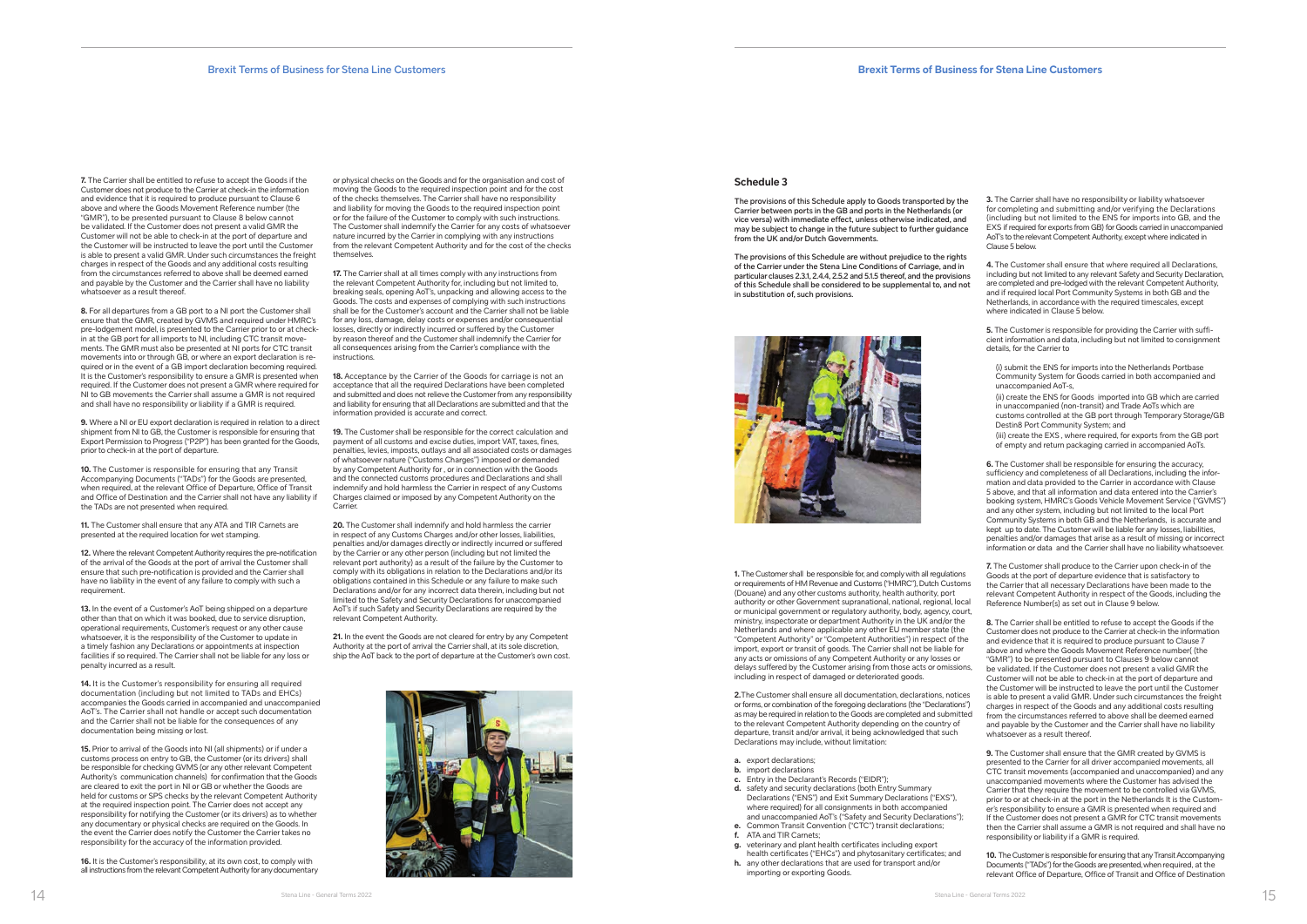**7.** The Carrier shall be entitled to refuse to accept the Goods if the Customer does not produce to the Carrier at check-in the information and evidence that it is required to produce pursuant to Clause 6 above and where the Goods Movement Reference number (the "GMR"), to be presented pursuant to Clause 8 below cannot be validated. If the Customer does not present a valid GMR the Customer will not be able to check-in at the port of departure and the Customer will be instructed to leave the port until the Customer is able to present a valid GMR. Under such circumstances the freight charges in respect of the Goods and any additional costs resulting from the circumstances referred to above shall be deemed earned and payable by the Customer and the Carrier shall have no liability whatsoever as a result thereof.

**8.** For all departures from a GB port to a NI port the Customer shall ensure that the GMR, created by GVMS and required under HMRC's pre-lodgement model, is presented to the Carrier prior to or at check-in at the GB port for all imports to NI, including CTC transit movements. The GMR must also be presented at NI ports for CTC transit movements into or through GB, or where an export declaration is required or in the event of a GB import declaration becoming required. It is the Customer's responsibility to ensure a GMR is presented when required. If the Customer does not present a GMR where required for NI to GB movements the Carrier shall assume a GMR is not required and shall have no responsibility or liability if a GMR is required.

**9.** Where a NI or EU export declaration is required in relation to a direct shipment from NI to GB, the Customer is responsible for ensuring that Export Permission to Progress ("P2P") has been granted for the Goods, prior to check-in at the port of departure.

**10.** The Customer is responsible for ensuring that any Transit Accompanying Documents ("TADs") for the Goods are presented, when required, at the relevant Office of Departure, Office of Transit and Office of Destination and the Carrier shall not have any liability if the TADs are not presented when required.

**11.** The Customer shall ensure that any ATA and TIR Carnets are presented at the required location for wet stamping.

**12.** Where the relevant Competent Authority requires the pre-notification of the arrival of the Goods at the port of arrival the Customer shall ensure that such pre-notification is provided and the Carrier shall have no liability in the event of any failure to comply with such a requirement.

**13.** In the event of a Customer's AoT being shipped on a departure other than that on which it was booked, due to service disruption, operational requirements, Customer's request or any other cause whatsoever, it is the responsibility of the Customer to update in a timely fashion any Declarations or appointments at inspection facilities if so required. The Carrier shall not be liable for any loss or penalty incurred as a result.

**14.** It is the Customer's responsibility for ensuring all required documentation (including but not limited to TADs and EHCs) accompanies the Goods carried in accompanied and unaccompanied AoT's. The Carrier shall not handle or accept such documentation and the Carrier shall not be liable for the consequences of any documentation being missing or lost.

**15.** Prior to arrival of the Goods into NI (all shipments) or if under a customs process on entry to GB, the Customer (or its drivers) shall be responsible for checking GVMS (or any other relevant Competent Authority's communication channels) for confirmation that the Goods are cleared to exit the port in NI or GB or whether the Goods are held for customs or SPS checks by the relevant Competent Authority at the required inspection point. The Carrier does not accept any responsibility for notifying the Customer (or its drivers) as to whether any documentary or physical checks are required on the Goods. In the event the Carrier does notify the Customer the Carrier takes no responsibility for the accuracy of the information provided.

**16.** It is the Customer's responsibility, at its own cost, to comply with all instructions from the relevant Competent Authority for any documentary or physical checks on the Goods and for the organisation and cost of moving the Goods to the required inspection point and for the cost of the checks themselves. The Carrier shall have no responsibility and liability for moving the Goods to the required inspection point or for the failure of the Customer to comply with such instructions. The Customer shall indemnify the Carrier for any costs of whatsoever nature incurred by the Carrier in complying with any instructions from the relevant Competent Authority and for the cost of the checks themselves.

**17.** The Carrier shall at all times comply with any instructions from the relevant Competent Authority for, including but not limited to, breaking seals, opening AoT's, unpacking and allowing access to the Goods. The costs and expenses of complying with such instructions shall be for the Customer's account and the Carrier shall not be liable for any loss, damage, delay costs or expenses and/or consequential losses, directly or indirectly incurred or suffered by the Customer by reason thereof and the Customer shall indemnify the Carrier for all consequences arising from the Carrier's compliance with the instructions.

**18.** Acceptance by the Carrier of the Goods for carriage is not an acceptance that all the required Declarations have been completed and submitted and does not relieve the Customer from any responsibility and liability for ensuring that all Declarations are submitted and that the information provided is accurate and correct.

**19.** The Customer shall be responsible for the correct calculation and payment of all customs and excise duties, import VAT, taxes, fines, penalties, levies, imposts, outlays and all associated costs or damages of whatsoever nature ("Customs Charges") imposed or demanded by any Competent Authority for , or in connection with the Goods and the connected customs procedures and Declarations and shall indemnify and hold harmless the Carrier in respect of any Customs Charges claimed or imposed by any Competent Authority on the Carrier.

**20.** The Customer shall indemnify and hold harmless the carrier in respect of any Customs Charges and/or other losses, liabilities, penalties and/or damages directly or indirectly incurred or suffered by the Carrier or any other person (including but not limited the relevant port authority) as a result of the failure by the Customer to comply with its obligations in relation to the Declarations and/or its obligations contained in this Schedule or any failure to make such Declarations and/or for any incorrect data therein, including but not limited to the Safety and Security Declarations for unaccompanied AoT's if such Safety and Security Declarations are required by the relevant Competent Authority.

**21.** In the event the Goods are not cleared for entry by any Competent Authority at the port of arrival the Carrier shall, at its sole discretion, ship the AoT back to the port of departure at the Customer's own cost.

## Schedule 3

**The provisions of this Schedule apply to Goods transported by the Carrier between ports in the GB and ports in the Netherlands (or vice versa) with immediate effect, unless otherwise indicated, and may be subject to change in the future subject to further guidance from the UK and/or Dutch Governments.**

**The provisions of this Schedule are without prejudice to the rights of the Carrier under the Stena Line Conditions of Carriage, and in particular clauses 2.3.1, 2.4.4, 2.5.2 and 5.1.5 thereof, and the provisions of this Schedule shall be considered to be supplemental to, and not in substitution of, such provisions.**

**1.** The Customer shall be responsible for, and comply with all regulations or requirements of HM Revenue and Customs ("HMRC"), Dutch Customs (Douane) and any other customs authority, health authority, port authority or other Government supranational, national, regional, local or municipal government or regulatory authority, body, agency, court, ministry, inspectorate or department Authority in the UK and/or the Netherlands and where applicable any other EU member state (the "Competent Authority" or "Competent Authorities") in respect of the import, export or transit of goods. The Carrier shall not be liable for any acts or omissions of any Competent Authority or any losses or delays suffered by the Customer arising from those acts or omissions, including in respect of damaged or deteriorated goods.

**2.** The Customer shall ensure all documentation, declarations, notices or forms, or combination of the foregoing declarations (the "Declarations") as may be required in relation to the Goods are completed and submitted to the relevant Competent Authority depending on the country of departure, transit and/or arrival, it being acknowledged that such Declarations may include, without limitation:

- **a.** export declarations;
- **b.** import declarations
- **c.** Entry in the Declarant's Records ("EIDR");
- **d.** safety and security declarations (both Entry Summary Declarations ("ENS") and Exit Summary Declarations ("EXS"), where required) for all consignments in both accompanied and unaccompanied AoT's ("Safety and Security Declarations");
- **e.** Common Transit Convention ("CTC") transit declarations;
- **f.** ATA and TIR Carnets;
- **g.** veterinary and plant health certificates including export health certificates ("EHCs") and phytosanitary certificates; and
- **h.** any other declarations that are used for transport and/or importing or exporting Goods.

**3.** The Carrier shall have no responsibility or liability whatsoever for completing and submitting and/or verifying the Declarations (including but not limited to the ENS for imports into GB, and the EXS if required for exports from GB) for Goods carried in unaccompanied AoT's to the relevant Competent Authority, except where indicated in Clause 5 below.

**4.** The Customer shall ensure that where required all Declarations, including but not limited to any relevant Safety and Security Declarations, are completed and pre-lodged with the relevant Competent Authority, and if required local Port Community Systems in both GB and the Netherlands, in accordance with the required timescales, except where indicated in Clause 5 below.

**5.** The Customer is responsible for providing the Carrier with sufficient information and data, including but not limited to consignment details, for the Carrier to

(i) submit the ENS for imports into the Netherlands Portbase Community System for Goods carried in both accompanied and unaccompanied AoT-s,

(ii) create the ENS for Goods imported into GB which are carried in unaccompanied (non-transit) and Trade AoTs which are customs controlled at the GB port through Temporary Storage/GB Destin8 Port Community System; and

(iii) create the EXS , where required, for exports from the GB port of empty and return packaging carried in accompanied AoTs.

**6.** The Customer shall be responsible for ensuring the accuracy, sufficiency and completeness of all Declarations, including the information and data provided to the Carrier in accordance with Clause 5 above, and that all information and data entered into the Carrier's booking system, HMRC's Goods Vehicle Movement Service ("GVMS") and any other system, including but not limited to the local Port Community Systems in both GB and the Netherlands, is accurate and kept up to date. The Customer will be liable for any losses, liabilities, penalties and/or damages that arise as a result of missing or incorrect information or data and the Carrier shall have no liability whatsoever.

**7.** The Customer shall produce to the Carrier upon check-in of the Goods at the port of departure evidence that is satisfactory to the Carrier that all necessary Declarations have been made to the relevant Competent Authority in respect of the Goods, including the Reference Number(s) as set out in Clause 9 below.

**8.** The Carrier shall be entitled to refuse to accept the Goods if the Customer does not produce to the Carrier at check-in the information and evidence that it is required to produce pursuant to Clause 7 above and where the Goods Movement Reference number( (the "GMR") to be presented pursuant to Clauses 9 below cannot be validated. If the Customer does not present a valid GMR the Customer will not be able to check-in at the port of departure and the Customer will be instructed to leave the port until the Customer is able to present a valid GMR. Under such circumstances the freight charges in respect of the Goods and any additional costs resulting from the circumstances referred to above shall be deemed earned and payable by the Customer and the Carrier shall have no liability whatsoever as a result thereof.

**9.** The Customer shall ensure that the GMR created by GVMS is presented to the Carrier for all driver accompanied movements, all CTC transit movements (accompanied and unaccompanied) and any unaccompanied movements where the Customer has advised the Carrier that they require the movement to be controlled via GVMS, prior to or at check-in at the port in the Netherlands It is the Customer's responsibility to ensure a GMR is presented when required and If the Customer does not present a GMR for CTC transit movements then the Carrier shall assume a GMR is not required and shall have no responsibility or liability if a GMR is required.

**10.** The Customer is responsible for ensuring that any Transit Accompanying Documents ("TADs") for the Goods are presented, when required, at the relevant Office of Departure, Office of Transit and Office of Destination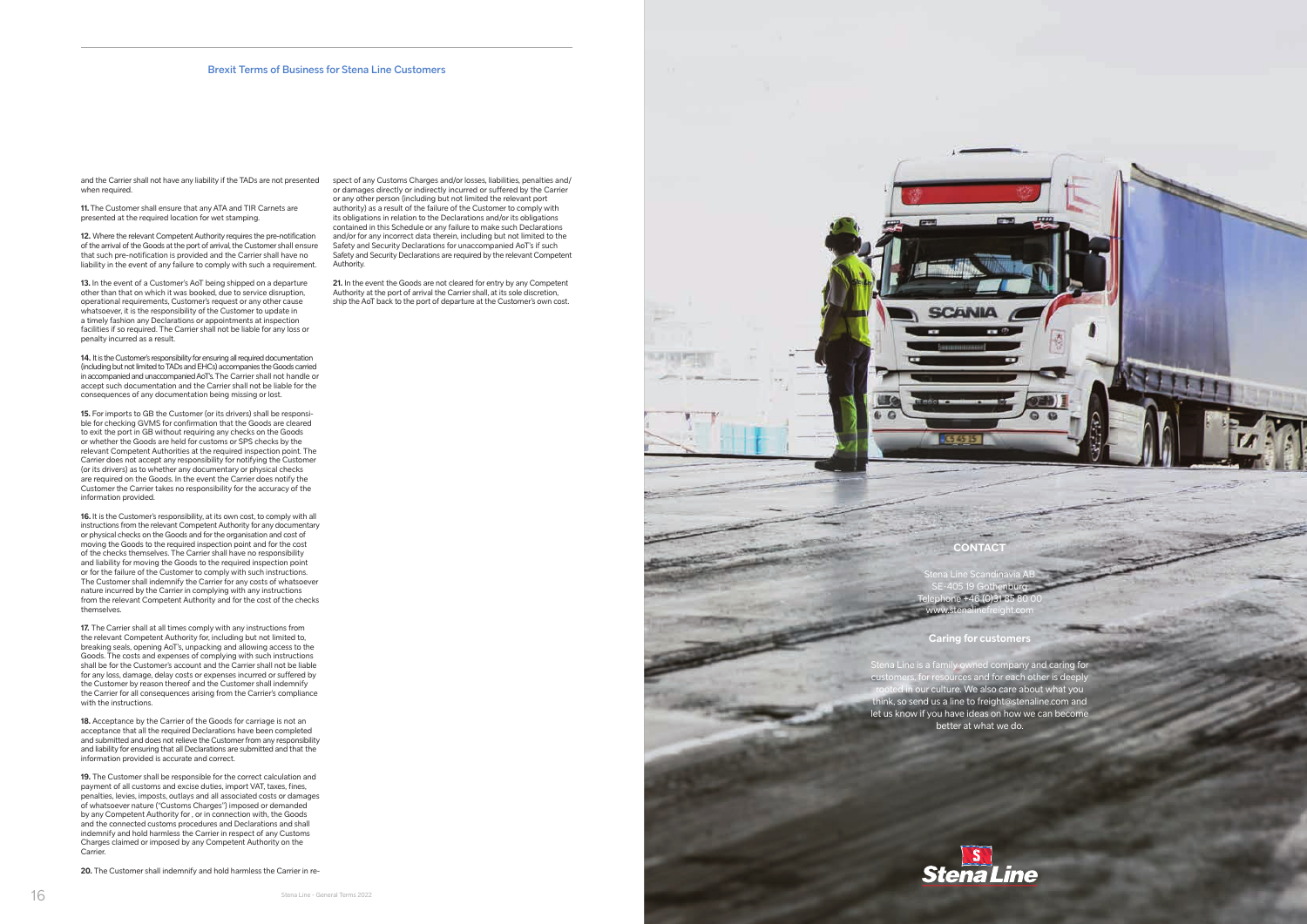and the Carrier shall not have any liability if the TADs are not presented when required.

**11.** The Customer shall ensure that any ATA and TIR Carnets are presented at the required location for wet stamping.

**12.** Where the relevant Competent Authority requires the pre-notification of the arrival of the Goods at the port of arrival, the Customer shall ensure that such pre-notification is provided and the Carrier shall have no liability in the event of any failure to comply with such a requirement.

**13.** In the event of a Customer's AoT being shipped on a departure other than that on which it was booked, due to service disruption, operational requirements, Customer's request or any other cause whatsoever, it is the responsibility of the Customer to update in a timely fashion any Declarations or appointments at inspection facilities if so required. The Carrier shall not be liable for any loss or penalty incurred as a result.

**14.** It is the Customer's responsibility for ensuring all required documentation (including but not limited to TADs and EHCs) accompanies the Goods carried in accompanied and unaccompanied AoT's. The Carrier shall not handle or accept such documentation and the Carrier shall not be liable for the consequences of any documentation being missing or lost.

**15.** For imports to GB the Customer (or its drivers) shall be responsible for checking GVMS for confirmation that the Goods are cleared to exit the port in GB without requiring any checks on the Goods or whether the Goods are held for customs or SPS checks by the relevant Competent Authorities at the required inspection point. The Carrier does not accept any responsibility for notifying the Customer (or its drivers) as to whether any documentary or physical checks are required on the Goods. In the event the Carrier does notify the Customer the Carrier takes no responsibility for the accuracy of the information provided.

**16.** It is the Customer's responsibility, at its own cost, to comply with all instructions from the relevant Competent Authority for any documentary or physical checks on the Goods and for the organisation and cost of moving the Goods to the required inspection point and for the cost of the checks themselves. The Carrier shall have no responsibility and liability for moving the Goods to the required inspection point or for the failure of the Customer to comply with such instructions. The Customer shall indemnify the Carrier for any costs of whatsoever nature incurred by the Carrier in complying with any instructions from the relevant Competent Authority and for the cost of the checks themselves.

**17.** The Carrier shall at all times comply with any instructions from the relevant Competent Authority for, including but not limited to, breaking seals, opening AoT's, unpacking and allowing access to the Goods. The costs and expenses of complying with such instructions shall be for the Customer's account and the Carrier shall not be liable for any loss, damage, delay costs or expenses incurred or suffered by the Customer by reason thereof and the Customer shall indemnify the Carrier for all consequences arising from the Carrier's compliance with the instructions.

**18.** Acceptance by the Carrier of the Goods for carriage is not an acceptance that all the required Declarations have been completed and submitted and does not relieve the Customer from any responsibility and liability for ensuring that all Declarations are submitted and that the information provided is accurate and correct.

**19.** The Customer shall be responsible for the correct calculation and payment of all customs and excise duties, import VAT, taxes, fines, penalties, levies, imposts, outlays and all associated costs or damages of whatsoever nature ("Customs Charges") imposed or demanded by any Competent Authority for , or in connection with, the Goods and the connected customs procedures and Declarations and shall indemnify and hold harmless the Carrier in respect of any Customs Charges claimed or imposed by any Competent Authority on the Carrier.

**20.** The Customer shall indemnify and hold harmless the Carrier in respect of any Customs Charges and/or losses, liabilities, penalties and/or damages directly or indirectly incurred or suffered by the Carrier or any other person (including but not limited the relevant port authority) as a result of the failure of the Customer to comply with its obligations in relation to the Declarations and/or its obligations contained in this Schedule or any failure to make such Declarations and/or for any incorrect data therein, including but not limited to the Safety and Security Declarations for unaccompanied AoT's if such Safety and Security Declarations are required by the relevant Competent Authority.

**21.** In the event the Goods are not cleared for entry by any Competent Authority at the port of arrival the Carrier shall, at its sole discretion, ship the AoT back to the port of departure at the Customer's own cost.

## CONTACT

Stena Line Scandinavia AB
SE-405 19 Gothenburg
Telephone +46 (0)31 85 80 00
www.stenalinefreight.com

### Caring for customers

Stena Line is a family owned company and caring for customers, for resources and for each other is deeply rooted in our culture. We also care about what you think, so send us a line to freight@stenaline.com and let us know if you have ideas on how we can become better at what we do.